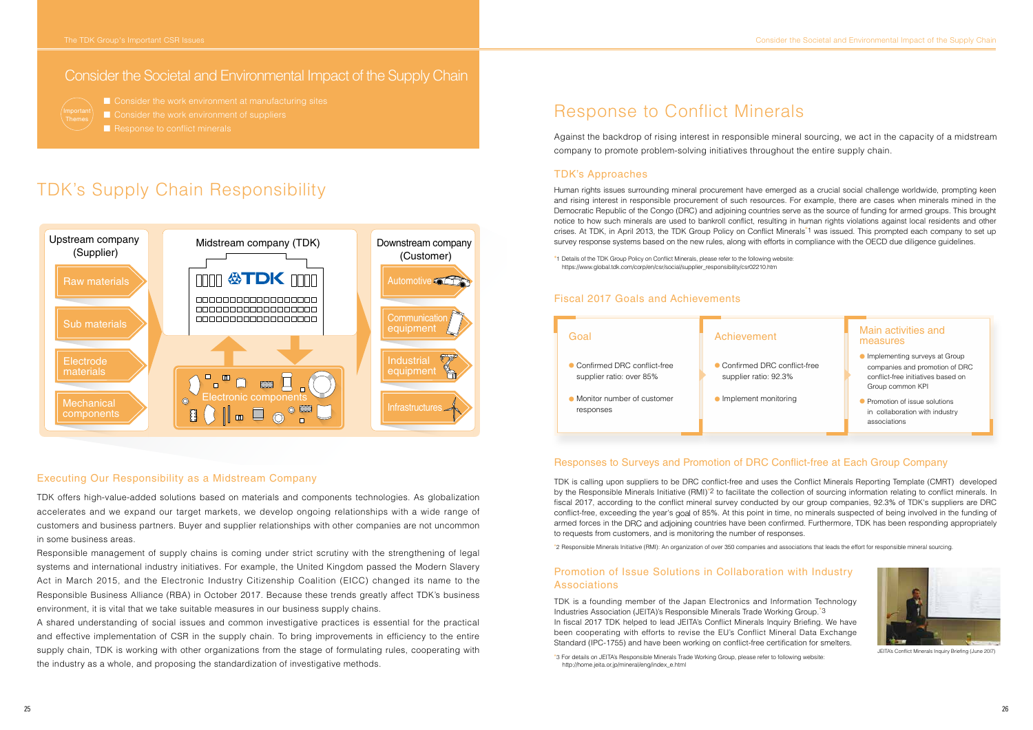# Consider the Societal and Environmental Impact of the Supply Chain

Important Themes

- Consider the work environment at manufacturing sites
- Consider the work environment of suppliers
- Response to conflict minerals

## TDK's Supply Chain Responsibility

Upstream company (Supplier)
- Raw materials
- Sub materials
- Electrode materials
- Mechanical components

Midstream company (TDK)
- Electronic components

Downstream company (Customer)
- Automotive
- Communication equipment
- Industrial equipment
- Infrastructures

### Executing Our Responsibility as a Midstream Company

TDK offers high-value-added solutions based on materials and components technologies. As globalization accelerates and we expand our target markets, we develop ongoing relationships with a wide range of customers and business partners. Buyer and supplier relationships with other companies are not uncommon in some business areas.

Responsible management of supply chains is coming under strict scrutiny with the strengthening of legal systems and international industry initiatives. For example, the United Kingdom passed the Modern Slavery Act in March 2015, and the Electronic Industry Citizenship Coalition (EICC) changed its name to the Responsible Business Alliance (RBA) in October 2017. Because these trends greatly affect TDK's business environment, it is vital that we take suitable measures in our business supply chains.

A shared understanding of social issues and common investigative practices is essential for the practical and effective implementation of CSR in the supply chain. To bring improvements in efficiency to the entire supply chain, TDK is working with other organizations from the stage of formulating rules, cooperating with the industry as a whole, and proposing the standardization of investigative methods.

## Response to Conflict Minerals

Against the backdrop of rising interest in responsible mineral sourcing, we act in the capacity of a midstream company to promote problem-solving initiatives throughout the entire supply chain.

### TDK's Approaches

Human rights issues surrounding mineral procurement have emerged as a crucial social challenge worldwide, prompting keen and rising interest in responsible procurement of such resources. For example, there are cases when minerals mined in the Democratic Republic of the Congo (DRC) and adjoining countries serve as the source of funding for armed groups. This brought notice to how such minerals are used to bankroll conflict, resulting in human rights violations against local residents and other crises. At TDK, in April 2013, the TDK Group Policy on Conflict Minerals[*1] was issued. This prompted each company to set up survey response systems based on the new rules, along with efforts in compliance with the OECD due diligence guidelines.

[*1] Details of the TDK Group Policy on Conflict Minerals, please refer to the following website: https://www.global.tdk.com/corp/en/csr/social/supplier_responsibility/csr02210.htm

### Fiscal 2017 Goals and Achievements

| Goal | Achievement | Main activities and measures |
|---|---|---|
| Confirmed DRC conflict-free supplier ratio: over 85% | Confirmed DRC conflict-free supplier ratio: 92.3% | Implementing surveys at Group companies and promotion of DRC conflict-free initiatives based on Group common KPI |
| Monitor number of customer responses | Implement monitoring | Promotion of issue solutions in collaboration with industry associations |

### Responses to Surveys and Promotion of DRC Conflict-free at Each Group Company

TDK is calling upon suppliers to be DRC conflict-free and uses the Conflict Minerals Reporting Template (CMRT) developed by the Responsible Minerals Initiative (RMI)[*2] to facilitate the collection of sourcing information relating to conflict minerals. In fiscal 2017, according to the conflict mineral survey conducted by our group companies, 92.3% of TDK's suppliers are DRC conflict-free, exceeding the year's goal of 85%. At this point in time, no minerals suspected of being involved in the funding of armed forces in the DRC and adjoining countries have been confirmed. Furthermore, TDK has been responding appropriately to requests from customers, and is monitoring the number of responses.

[*2] Responsible Minerals Initiative (RMI): An organization of over 350 companies and associations that leads the effort for responsible mineral sourcing.

### Promotion of Issue Solutions in Collaboration with Industry Associations

TDK is a founding member of the Japan Electronics and Information Technology Industries Association (JEITA)'s Responsible Minerals Trade Working Group.[*3]

In fiscal 2017 TDK helped to lead JEITA's Conflict Minerals Inquiry Briefing. We have been cooperating with efforts to revise the EU's Conflict Mineral Data Exchange Standard (IPC-1755) and have been working on conflict-free certification for smelters.

JEITA's Conflict Minerals Inquiry Briefing (June 2017)

[*3] For details on JEITA's Responsible Minerals Trade Working Group, please refer to following website: http://home.jeita.or.jp/mineral/eng/index_e.html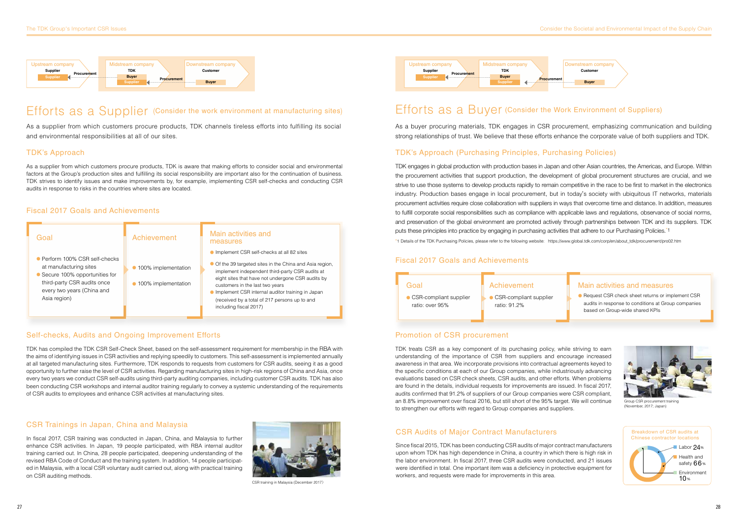Upstream company
Supplier
Supplier
Procurement
Midstream company
TDK
Buyer
Supplier
Procurement
Downstream company
Customer
Buyer

# Efforts as a Supplier (Consider the work environment at manufacturing sites)

As a supplier from which customers procure products, TDK channels tireless efforts into fulfilling its social and environmental responsibilities at all of our sites.

## TDK's Approach

As a supplier from which customers procure products, TDK is aware that making efforts to consider social and environmental factors at the Group's production sites and fulfilling its social responsibility are important also for the continuation of business. TDK strives to identify issues and make improvements by, for example, implementing CSR self-checks and conducting CSR audits in response to risks in the countries where sites are located.

## Fiscal 2017 Goals and Achievements

| Goal | Achievement | Main activities and measures |
|---|---|---|
| ● Perform 100% CSR self-checks at manufacturing sites | ● 100% implementation | ● Implement CSR self-checks at all 82 sites |
| ● Secure 100% opportunities for third-party CSR audits once every two years (China and Asia region) | ● 100% implementation | ● Of the 39 targeted sites in the China and Asia region, implement independent third-party CSR audits at eight sites that have not undergone CSR audits by customers in the last two years<br>● Implement CSR internal auditor training in Japan (received by a total of 217 persons up to and including fiscal 2017) |

## Self-checks, Audits and Ongoing Improvement Efforts

TDK has compiled the TDK CSR Self-Check Sheet, based on the self-assessment requirement for membership in the RBA with the aims of identifying issues in CSR activities and replying speedily to customers. This self-assessment is implemented annually at all targeted manufacturing sites. Furthermore, TDK responds to requests from customers for CSR audits, seeing it as a good opportunity to further raise the level of CSR activities. Regarding manufacturing sites in high-risk regions of China and Asia, once every two years we conduct CSR self-audits using third-party auditing companies, including customer CSR audits. TDK has also been conducting CSR workshops and internal auditor training regularly to convey a systemic understanding of the requirements of CSR audits to employees and enhance CSR activities at manufacturing sites.

## CSR Trainings in Japan, China and Malaysia

In fiscal 2017, CSR training was conducted in Japan, China, and Malaysia to further enhance CSR activities. In Japan, 19 people participated, with RBA internal auditor training carried out. In China, 28 people participated, deepening understanding of the revised RBA Code of Conduct and the training system. In addition, 14 people participated in Malaysia, with a local CSR voluntary audit carried out, along with practical training on CSR auditing methods.

CSR training in Malaysia (December 2017)

Upstream company
Supplier
Supplier
Procurement
Midstream company
TDK
Buyer
Supplier
Procurement
Downstream company
Customer
Buyer

# Efforts as a Buyer (Consider the Work Environment of Suppliers)

As a buyer procuring materials, TDK engages in CSR procurement, emphasizing communication and building strong relationships of trust. We believe that these efforts enhance the corporate value of both suppliers and TDK.

## TDK's Approach (Purchasing Principles, Purchasing Policies)

TDK engages in global production with production bases in Japan and other Asian countries, the Americas, and Europe. Within the procurement activities that support production, the development of global procurement structures are crucial, and we strive to use those systems to develop products rapidly to remain competitive in the race to be first to market in the electronics industry. Production bases engage in local procurement, but in today's society with ubiquitous IT networks, materials procurement activities require close collaboration with suppliers in ways that overcome time and distance. In addition, measures to fulfill corporate social responsibilities such as compliance with applicable laws and regulations, observance of social norms, and preservation of the global environment are promoted actively through partnerships between TDK and its suppliers. TDK puts these principles into practice by engaging in purchasing activities that adhere to our Purchasing Policies.*1

*1 Details of the TDK Purchasing Policies, please refer to the following website: https://www.global.tdk.com/corp/en/about_tdk/procurement/pro02.htm

## Fiscal 2017 Goals and Achievements

| Goal | Achievement | Main activities and measures |
|---|---|---|
| ● CSR-compliant supplier ratio: over 95% | ● CSR-compliant supplier ratio: 91.2% | ● Request CSR check sheet returns or implement CSR audits in response to conditions at Group companies based on Group-wide shared KPIs |

## Promotion of CSR procurement

TDK treats CSR as a key component of its purchasing policy, while striving to earn understanding of the importance of CSR from suppliers and encourage increased awareness in that area. We incorporate provisions into contractual agreements keyed to the specific conditions at each of our Group companies, while industriously advancing evaluations based on CSR check sheets, CSR audits, and other efforts. When problems are found in the details, individual requests for improvements are issued. In fiscal 2017, audits confirmed that 91.2% of suppliers of our Group companies were CSR compliant, an 8.8% improvement over fiscal 2016, but still short of the 95% target. We will continue to strengthen our efforts with regard to Group companies and suppliers.

Group CSR procurement training (November, 2017; Japan)

## CSR Audits of Major Contract Manufacturers

Since fiscal 2015, TDK has been conducting CSR audits of major contract manufacturers upon whom TDK has high dependence in China, a country in which there is high risk in the labor environment. In fiscal 2017, three CSR audits were conducted, and 21 issues were identified in total. One important item was a deficiency in protective equipment for workers, and requests were made for improvements in this area.

Breakdown of CSR audits at Chinese contractor locations

Labor 24%
Health and safety 66%
Environment 10%